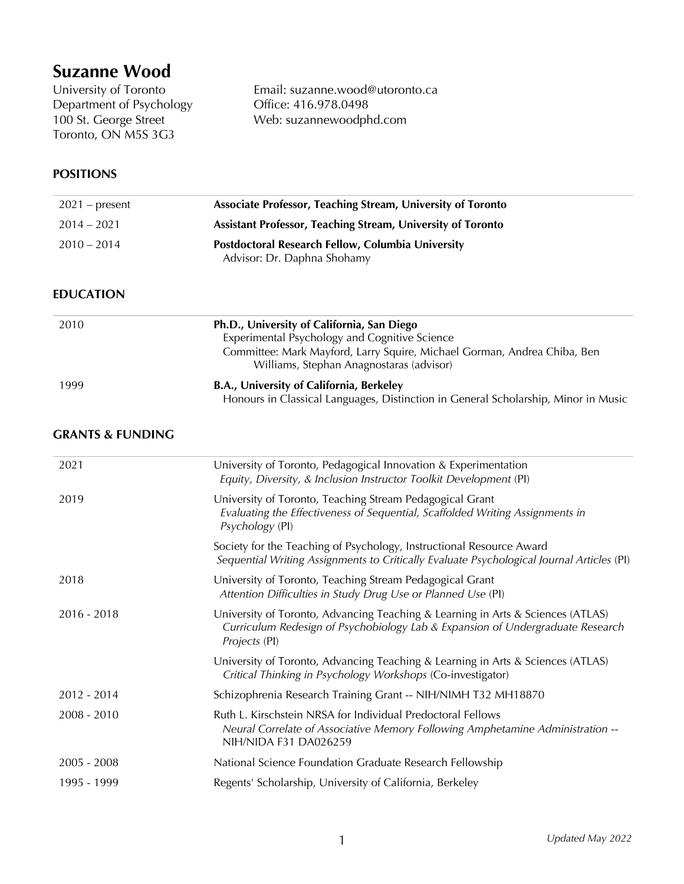# Suzanne Wood

University of Toronto
Department of Psychology
100 St. George Street
Toronto, ON M5S 3G3

Email: suzanne.wood@utoronto.ca
Office: 416.978.0498
Web: suzannewoodphd.com

## POSITIONS

| | |
|---|---|
| 2021 – present | **Associate Professor, Teaching Stream, University of Toronto** |
| 2014 – 2021 | **Assistant Professor, Teaching Stream, University of Toronto** |
| 2010 – 2014 | **Postdoctoral Research Fellow, Columbia University**<br>Advisor: Dr. Daphna Shohamy |

## EDUCATION

| | |
|---|---|
| 2010 | **Ph.D., University of California, San Diego**<br>Experimental Psychology and Cognitive Science<br>Committee: Mark Mayford, Larry Squire, Michael Gorman, Andrea Chiba, Ben Williams, Stephan Anagnostaras (advisor) |
| 1999 | **B.A., University of California, Berkeley**<br>Honours in Classical Languages, Distinction in General Scholarship, Minor in Music |

## GRANTS & FUNDING

| | |
|---|---|
| 2021 | University of Toronto, Pedagogical Innovation & Experimentation<br>*Equity, Diversity, & Inclusion Instructor Toolkit Development* (PI) |
| 2019 | University of Toronto, Teaching Stream Pedagogical Grant<br>*Evaluating the Effectiveness of Sequential, Scaffolded Writing Assignments in Psychology* (PI) |
| | Society for the Teaching of Psychology, Instructional Resource Award<br>*Sequential Writing Assignments to Critically Evaluate Psychological Journal Articles* (PI) |
| 2018 | University of Toronto, Teaching Stream Pedagogical Grant<br>*Attention Difficulties in Study Drug Use or Planned Use* (PI) |
| 2016 - 2018 | University of Toronto, Advancing Teaching & Learning in Arts & Sciences (ATLAS)<br>*Curriculum Redesign of Psychobiology Lab & Expansion of Undergraduate Research Projects* (PI) |
| | University of Toronto, Advancing Teaching & Learning in Arts & Sciences (ATLAS)<br>*Critical Thinking in Psychology Workshops* (Co-investigator) |
| 2012 - 2014 | Schizophrenia Research Training Grant -- NIH/NIMH T32 MH18870 |
| 2008 - 2010 | Ruth L. Kirschstein NRSA for Individual Predoctoral Fellows<br>*Neural Correlate of Associative Memory Following Amphetamine Administration* -- NIH/NIDA F31 DA026259 |
| 2005 - 2008 | National Science Foundation Graduate Research Fellowship |
| 1995 - 1999 | Regents' Scholarship, University of California, Berkeley |

*Updated May 2022*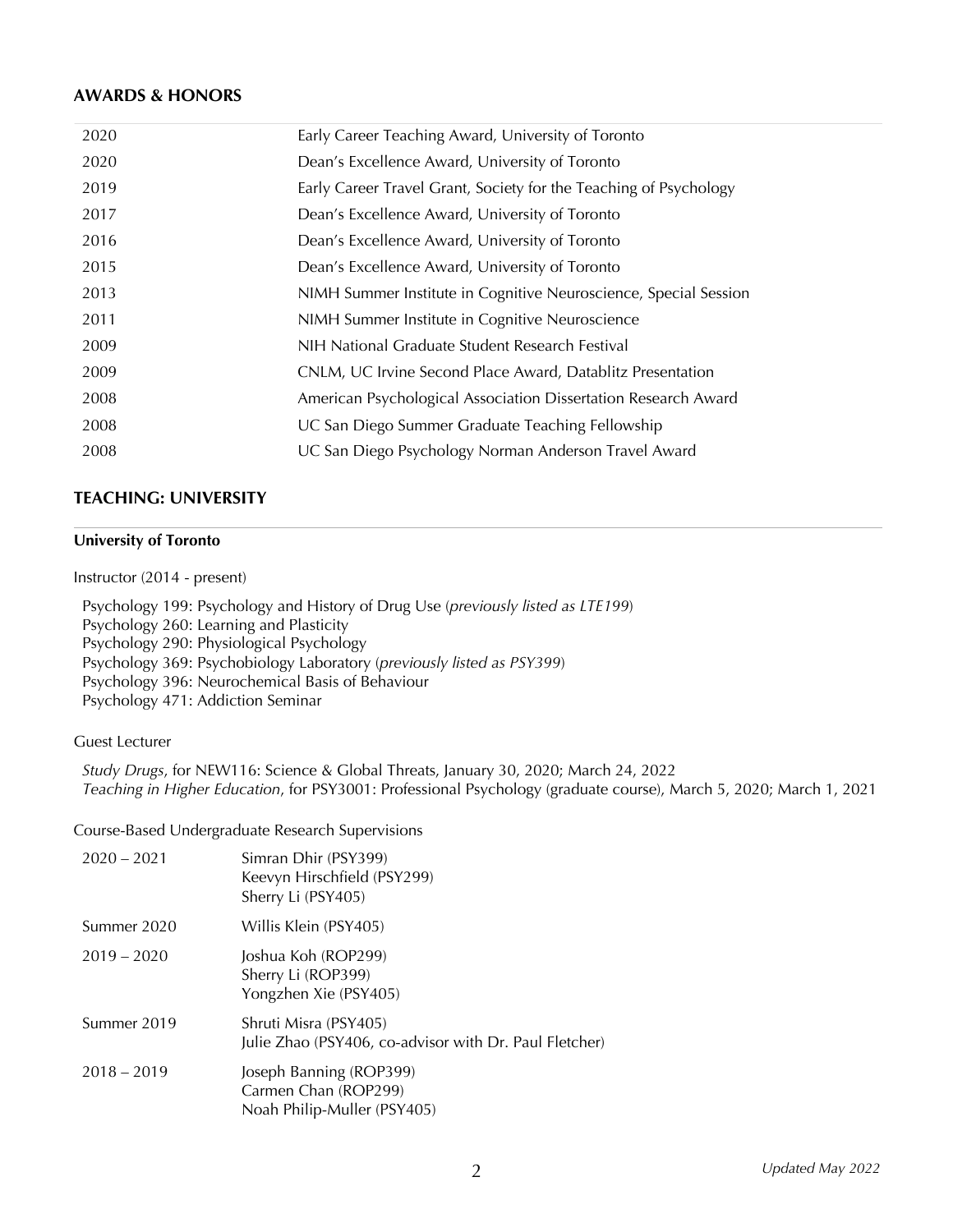## AWARDS & HONORS

| | |
|---|---|
| 2020 | Early Career Teaching Award, University of Toronto |
| 2020 | Dean's Excellence Award, University of Toronto |
| 2019 | Early Career Travel Grant, Society for the Teaching of Psychology |
| 2017 | Dean's Excellence Award, University of Toronto |
| 2016 | Dean's Excellence Award, University of Toronto |
| 2015 | Dean's Excellence Award, University of Toronto |
| 2013 | NIMH Summer Institute in Cognitive Neuroscience, Special Session |
| 2011 | NIMH Summer Institute in Cognitive Neuroscience |
| 2009 | NIH National Graduate Student Research Festival |
| 2009 | CNLM, UC Irvine Second Place Award, Datablitz Presentation |
| 2008 | American Psychological Association Dissertation Research Award |
| 2008 | UC San Diego Summer Graduate Teaching Fellowship |
| 2008 | UC San Diego Psychology Norman Anderson Travel Award |

## TEACHING: UNIVERSITY

**University of Toronto**

Instructor (2014 - present)

Psychology 199: Psychology and History of Drug Use (*previously listed as LTE199*)
Psychology 260: Learning and Plasticity
Psychology 290: Physiological Psychology
Psychology 369: Psychobiology Laboratory (*previously listed as PSY399*)
Psychology 396: Neurochemical Basis of Behaviour
Psychology 471: Addiction Seminar

Guest Lecturer

*Study Drugs*, for NEW116: Science & Global Threats, January 30, 2020; March 24, 2022
*Teaching in Higher Education*, for PSY3001: Professional Psychology (graduate course), March 5, 2020; March 1, 2021

Course-Based Undergraduate Research Supervisions

| | |
|---|---|
| 2020 – 2021 | Simran Dhir (PSY399)<br>Keevyn Hirschfield (PSY299)<br>Sherry Li (PSY405) |
| Summer 2020 | Willis Klein (PSY405) |
| 2019 – 2020 | Joshua Koh (ROP299)<br>Sherry Li (ROP399)<br>Yongzhen Xie (PSY405) |
| Summer 2019 | Shruti Misra (PSY405)<br>Julie Zhao (PSY406, co-advisor with Dr. Paul Fletcher) |
| 2018 – 2019 | Joseph Banning (ROP399)<br>Carmen Chan (ROP299)<br>Noah Philip-Muller (PSY405) |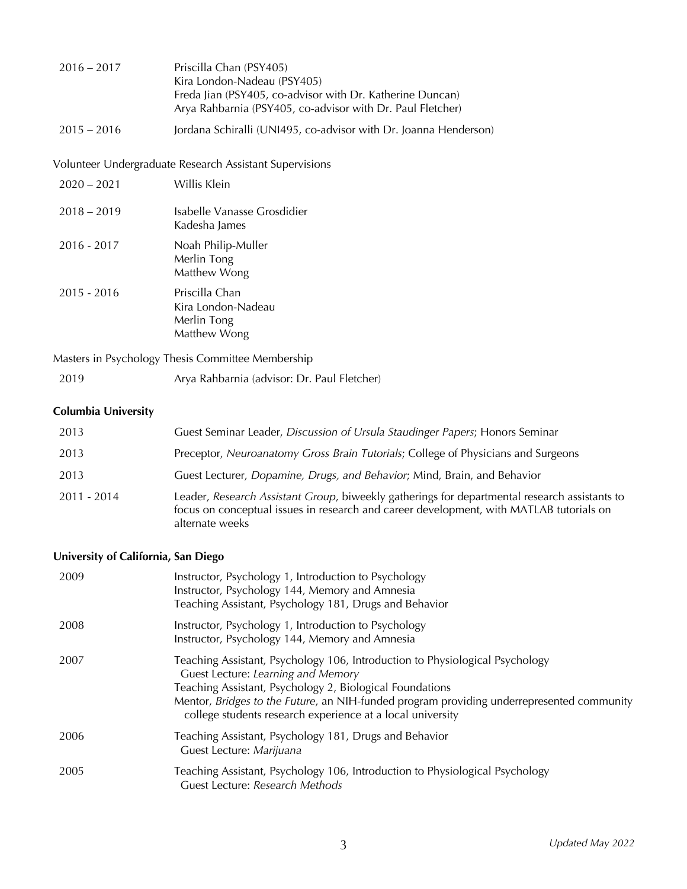| | |
|---|---|
| 2016 – 2017 | Priscilla Chan (PSY405)<br>Kira London-Nadeau (PSY405)<br>Freda Jian (PSY405, co-advisor with Dr. Katherine Duncan)<br>Arya Rahbarnia (PSY405, co-advisor with Dr. Paul Fletcher) |
| 2015 – 2016 | Jordana Schiralli (UNI495, co-advisor with Dr. Joanna Henderson) |

Volunteer Undergraduate Research Assistant Supervisions

| | |
|---|---|
| 2020 – 2021 | Willis Klein |
| 2018 – 2019 | Isabelle Vanasse Grosdidier<br>Kadesha James |
| 2016 - 2017 | Noah Philip-Muller<br>Merlin Tong<br>Matthew Wong |
| 2015 - 2016 | Priscilla Chan<br>Kira London-Nadeau<br>Merlin Tong<br>Matthew Wong |

Masters in Psychology Thesis Committee Membership

| | |
|---|---|
| 2019 | Arya Rahbarnia (advisor: Dr. Paul Fletcher) |

**Columbia University**

| | |
|---|---|
| 2013 | Guest Seminar Leader, *Discussion of Ursula Staudinger Papers*; Honors Seminar |
| 2013 | Preceptor, *Neuroanatomy Gross Brain Tutorials*; College of Physicians and Surgeons |
| 2013 | Guest Lecturer, *Dopamine, Drugs, and Behavior*; Mind, Brain, and Behavior |
| 2011 - 2014 | Leader, *Research Assistant Group*, biweekly gatherings for departmental research assistants to focus on conceptual issues in research and career development, with MATLAB tutorials on alternate weeks |

**University of California, San Diego**

| | |
|---|---|
| 2009 | Instructor, Psychology 1, Introduction to Psychology<br>Instructor, Psychology 144, Memory and Amnesia<br>Teaching Assistant, Psychology 181, Drugs and Behavior |
| 2008 | Instructor, Psychology 1, Introduction to Psychology<br>Instructor, Psychology 144, Memory and Amnesia |
| 2007 | Teaching Assistant, Psychology 106, Introduction to Physiological Psychology<br>Guest Lecture: *Learning and Memory*<br>Teaching Assistant, Psychology 2, Biological Foundations<br>Mentor, *Bridges to the Future*, an NIH-funded program providing underrepresented community college students research experience at a local university |
| 2006 | Teaching Assistant, Psychology 181, Drugs and Behavior<br>Guest Lecture: *Marijuana* |
| 2005 | Teaching Assistant, Psychology 106, Introduction to Physiological Psychology<br>Guest Lecture: *Research Methods* |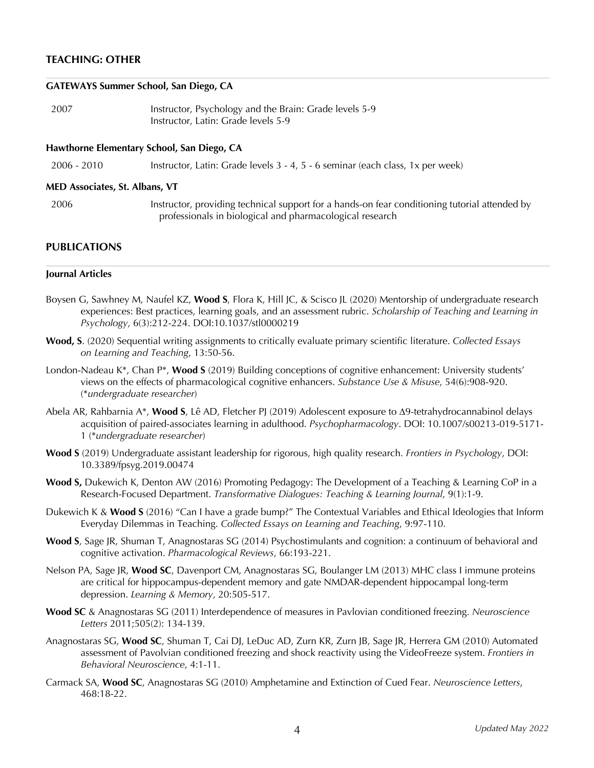## TEACHING: OTHER

### GATEWAYS Summer School, San Diego, CA

2007 Instructor, Psychology and the Brain: Grade levels 5-9
Instructor, Latin: Grade levels 5-9

### Hawthorne Elementary School, San Diego, CA

2006 - 2010 Instructor, Latin: Grade levels 3 - 4, 5 - 6 seminar (each class, 1x per week)

### MED Associates, St. Albans, VT

2006 Instructor, providing technical support for a hands-on fear conditioning tutorial attended by professionals in biological and pharmacological research

## PUBLICATIONS

### Journal Articles

Boysen G, Sawhney M, Naufel KZ, **Wood S**, Flora K, Hill JC, & Scisco JL (2020) Mentorship of undergraduate research experiences: Best practices, learning goals, and an assessment rubric. *Scholarship of Teaching and Learning in Psychology*, 6(3):212-224. DOI:10.1037/stl0000219

**Wood, S**. (2020) Sequential writing assignments to critically evaluate primary scientific literature. *Collected Essays on Learning and Teaching*, 13:50-56.

London-Nadeau K*, Chan P*, **Wood S** (2019) Building conceptions of cognitive enhancement: University students' views on the effects of pharmacological cognitive enhancers. *Substance Use & Misuse*, 54(6):908-920. (*\*undergraduate researcher*)

Abela AR, Rahbarnia A*, **Wood S**, Lê AD, Fletcher PJ (2019) Adolescent exposure to Δ9-tetrahydrocannabinol delays acquisition of paired-associates learning in adulthood. *Psychopharmacology*. DOI: 10.1007/s00213-019-5171-1 (*\*undergraduate researcher*)

**Wood S** (2019) Undergraduate assistant leadership for rigorous, high quality research. *Frontiers in Psychology*, DOI: 10.3389/fpsyg.2019.00474

**Wood S,** Dukewich K, Denton AW (2016) Promoting Pedagogy: The Development of a Teaching & Learning CoP in a Research-Focused Department. *Transformative Dialogues: Teaching & Learning Journal*, 9(1):1-9.

Dukewich K & **Wood S** (2016) "Can I have a grade bump?" The Contextual Variables and Ethical Ideologies that Inform Everyday Dilemmas in Teaching. *Collected Essays on Learning and Teaching*, 9:97-110.

**Wood S**, Sage JR, Shuman T, Anagnostaras SG (2014) Psychostimulants and cognition: a continuum of behavioral and cognitive activation. *Pharmacological Reviews*, 66:193-221.

Nelson PA, Sage JR, **Wood SC**, Davenport CM, Anagnostaras SG, Boulanger LM (2013) MHC class I immune proteins are critical for hippocampus-dependent memory and gate NMDAR-dependent hippocampal long-term depression. *Learning & Memory*, 20:505-517.

**Wood SC** & Anagnostaras SG (2011) Interdependence of measures in Pavlovian conditioned freezing. *Neuroscience Letters* 2011;505(2): 134-139.

Anagnostaras SG, **Wood SC**, Shuman T, Cai DJ, LeDuc AD, Zurn KR, Zurn JB, Sage JR, Herrera GM (2010) Automated assessment of Pavolvian conditioned freezing and shock reactivity using the VideoFreeze system. *Frontiers in Behavioral Neuroscience*, 4:1-11.

Carmack SA, **Wood SC**, Anagnostaras SG (2010) Amphetamine and Extinction of Cued Fear. *Neuroscience Letters*, 468:18-22.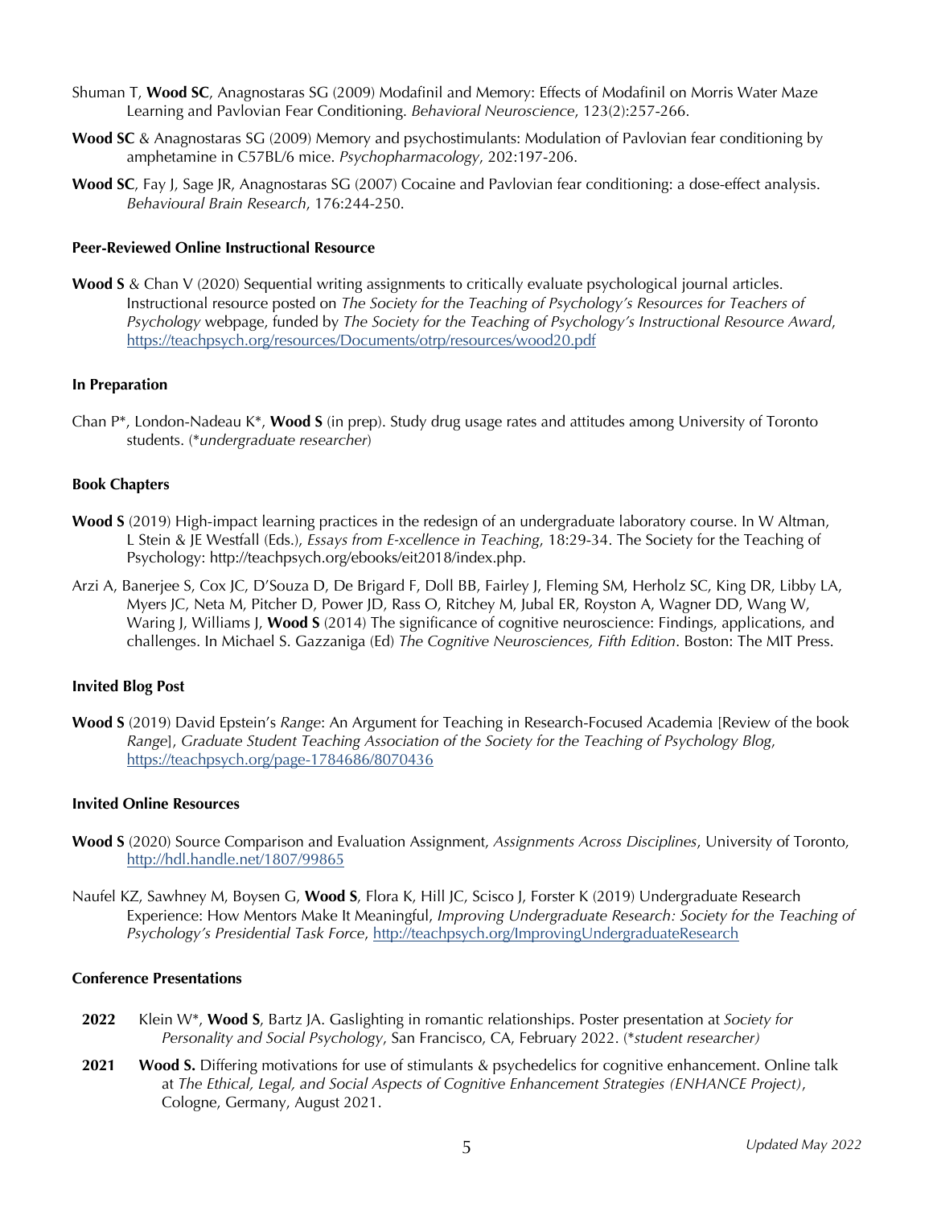Shuman T, **Wood SC**, Anagnostaras SG (2009) Modafinil and Memory: Effects of Modafinil on Morris Water Maze Learning and Pavlovian Fear Conditioning. *Behavioral Neuroscience*, 123(2):257-266.

**Wood SC** & Anagnostaras SG (2009) Memory and psychostimulants: Modulation of Pavlovian fear conditioning by amphetamine in C57BL/6 mice. *Psychopharmacology*, 202:197-206.

**Wood SC**, Fay J, Sage JR, Anagnostaras SG (2007) Cocaine and Pavlovian fear conditioning: a dose-effect analysis. *Behavioural Brain Research*, 176:244-250.

#### Peer-Reviewed Online Instructional Resource

**Wood S** & Chan V (2020) Sequential writing assignments to critically evaluate psychological journal articles. Instructional resource posted on *The Society for the Teaching of Psychology's Resources for Teachers of Psychology* webpage, funded by *The Society for the Teaching of Psychology's Instructional Resource Award*, https://teachpsych.org/resources/Documents/otrp/resources/wood20.pdf

#### In Preparation

Chan P*, London-Nadeau K*, **Wood S** (in prep). Study drug usage rates and attitudes among University of Toronto students. (**undergraduate researcher*)

#### Book Chapters

**Wood S** (2019) High-impact learning practices in the redesign of an undergraduate laboratory course. In W Altman, L Stein & JE Westfall (Eds.), *Essays from E-xcellence in Teaching*, 18:29-34. The Society for the Teaching of Psychology: http://teachpsych.org/ebooks/eit2018/index.php.

Arzi A, Banerjee S, Cox JC, D'Souza D, De Brigard F, Doll BB, Fairley J, Fleming SM, Herholz SC, King DR, Libby LA, Myers JC, Neta M, Pitcher D, Power JD, Rass O, Ritchey M, Jubal ER, Royston A, Wagner DD, Wang W, Waring J, Williams J, **Wood S** (2014) The significance of cognitive neuroscience: Findings, applications, and challenges. In Michael S. Gazzaniga (Ed) *The Cognitive Neurosciences, Fifth Edition*. Boston: The MIT Press.

#### Invited Blog Post

**Wood S** (2019) David Epstein's *Range*: An Argument for Teaching in Research-Focused Academia [Review of the book *Range*], *Graduate Student Teaching Association of the Society for the Teaching of Psychology Blog*, https://teachpsych.org/page-1784686/8070436

#### Invited Online Resources

**Wood S** (2020) Source Comparison and Evaluation Assignment, *Assignments Across Disciplines*, University of Toronto, http://hdl.handle.net/1807/99865

Naufel KZ, Sawhney M, Boysen G, **Wood S**, Flora K, Hill JC, Scisco J, Forster K (2019) Undergraduate Research Experience: How Mentors Make It Meaningful, *Improving Undergraduate Research: Society for the Teaching of Psychology's Presidential Task Force*, http://teachpsych.org/ImprovingUndergraduateResearch

#### Conference Presentations

**2022** Klein W*, **Wood S**, Bartz JA. Gaslighting in romantic relationships. Poster presentation at *Society for Personality and Social Psychology*, San Francisco, CA, February 2022. (**student researcher)*

**2021** **Wood S.** Differing motivations for use of stimulants & psychedelics for cognitive enhancement. Online talk at *The Ethical, Legal, and Social Aspects of Cognitive Enhancement Strategies (ENHANCE Project)*, Cologne, Germany, August 2021.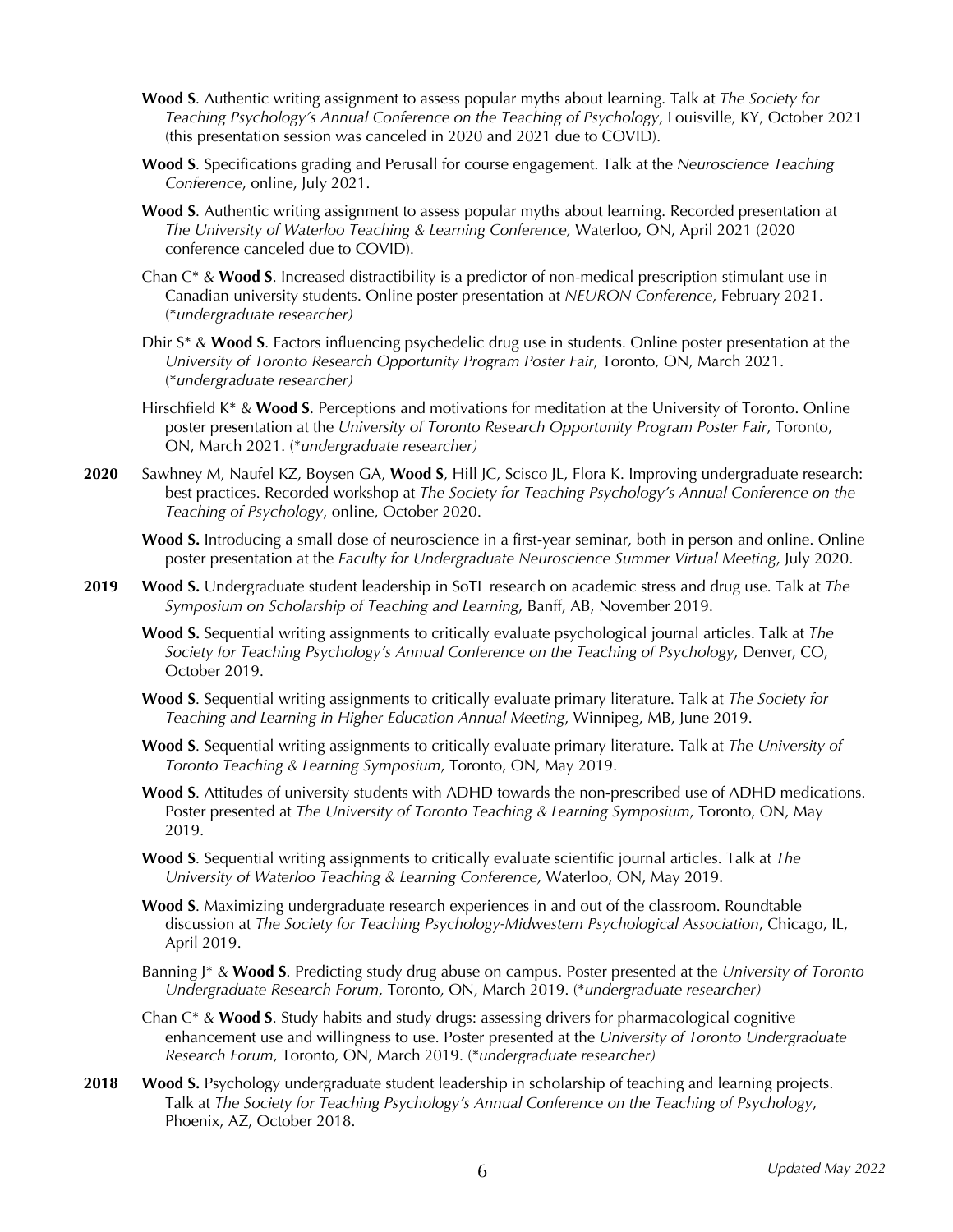**Wood S**. Authentic writing assignment to assess popular myths about learning. Talk at *The Society for Teaching Psychology's Annual Conference on the Teaching of Psychology*, Louisville, KY, October 2021 (this presentation session was canceled in 2020 and 2021 due to COVID).

**Wood S**. Specifications grading and Perusall for course engagement. Talk at the *Neuroscience Teaching Conference*, online, July 2021.

**Wood S**. Authentic writing assignment to assess popular myths about learning. Recorded presentation at *The University of Waterloo Teaching & Learning Conference,* Waterloo, ON, April 2021 (2020 conference canceled due to COVID).

Chan C* & **Wood S**. Increased distractibility is a predictor of non-medical prescription stimulant use in Canadian university students. Online poster presentation at *NEURON Conference*, February 2021. (**undergraduate researcher)*

Dhir S* & **Wood S**. Factors influencing psychedelic drug use in students. Online poster presentation at the *University of Toronto Research Opportunity Program Poster Fair*, Toronto, ON, March 2021. (**undergraduate researcher)*

Hirschfield K* & **Wood S**. Perceptions and motivations for meditation at the University of Toronto. Online poster presentation at the *University of Toronto Research Opportunity Program Poster Fair*, Toronto, ON, March 2021. (**undergraduate researcher)*

**2020** Sawhney M, Naufel KZ, Boysen GA, **Wood S**, Hill JC, Scisco JL, Flora K. Improving undergraduate research: best practices. Recorded workshop at *The Society for Teaching Psychology's Annual Conference on the Teaching of Psychology*, online, October 2020.

**Wood S.** Introducing a small dose of neuroscience in a first-year seminar, both in person and online. Online poster presentation at the *Faculty for Undergraduate Neuroscience Summer Virtual Meeting*, July 2020.

**2019** **Wood S.** Undergraduate student leadership in SoTL research on academic stress and drug use. Talk at *The Symposium on Scholarship of Teaching and Learning*, Banff, AB, November 2019.

**Wood S.** Sequential writing assignments to critically evaluate psychological journal articles. Talk at *The Society for Teaching Psychology's Annual Conference on the Teaching of Psychology*, Denver, CO, October 2019.

**Wood S**. Sequential writing assignments to critically evaluate primary literature. Talk at *The Society for Teaching and Learning in Higher Education Annual Meeting*, Winnipeg, MB, June 2019.

**Wood S**. Sequential writing assignments to critically evaluate primary literature. Talk at *The University of Toronto Teaching & Learning Symposium*, Toronto, ON, May 2019.

**Wood S**. Attitudes of university students with ADHD towards the non-prescribed use of ADHD medications. Poster presented at *The University of Toronto Teaching & Learning Symposium*, Toronto, ON, May 2019.

**Wood S**. Sequential writing assignments to critically evaluate scientific journal articles. Talk at *The University of Waterloo Teaching & Learning Conference,* Waterloo, ON, May 2019.

**Wood S**. Maximizing undergraduate research experiences in and out of the classroom. Roundtable discussion at *The Society for Teaching Psychology-Midwestern Psychological Association*, Chicago, IL, April 2019.

Banning J* & **Wood S**. Predicting study drug abuse on campus. Poster presented at the *University of Toronto Undergraduate Research Forum*, Toronto, ON, March 2019. (**undergraduate researcher)*

Chan C* & **Wood S**. Study habits and study drugs: assessing drivers for pharmacological cognitive enhancement use and willingness to use. Poster presented at the *University of Toronto Undergraduate Research Forum*, Toronto, ON, March 2019. (**undergraduate researcher)*

**2018** **Wood S.** Psychology undergraduate student leadership in scholarship of teaching and learning projects. Talk at *The Society for Teaching Psychology's Annual Conference on the Teaching of Psychology*, Phoenix, AZ, October 2018.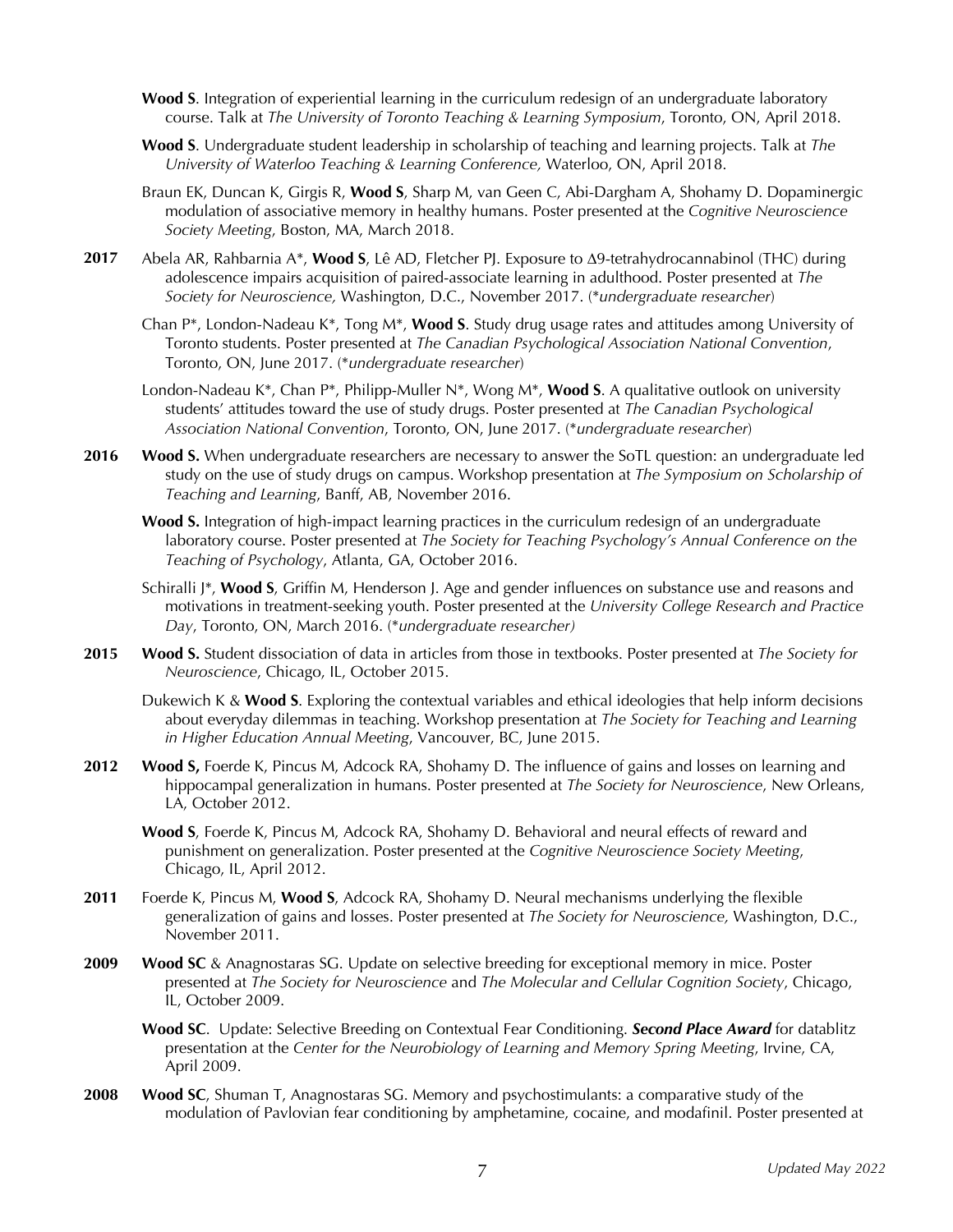**Wood S**. Integration of experiential learning in the curriculum redesign of an undergraduate laboratory course. Talk at *The University of Toronto Teaching & Learning Symposium*, Toronto, ON, April 2018.

**Wood S**. Undergraduate student leadership in scholarship of teaching and learning projects. Talk at *The University of Waterloo Teaching & Learning Conference,* Waterloo, ON, April 2018.

Braun EK, Duncan K, Girgis R, **Wood S**, Sharp M, van Geen C, Abi-Dargham A, Shohamy D. Dopaminergic modulation of associative memory in healthy humans. Poster presented at the *Cognitive Neuroscience Society Meeting*, Boston, MA, March 2018.

**2017** Abela AR, Rahbarnia A*, **Wood S**, Lê AD, Fletcher PJ. Exposure to Δ9-tetrahydrocannabinol (THC) during adolescence impairs acquisition of paired-associate learning in adulthood. Poster presented at *The Society for Neuroscience,* Washington, D.C., November 2017. (**undergraduate researcher*)

Chan P*, London-Nadeau K*, Tong M*, **Wood S**. Study drug usage rates and attitudes among University of Toronto students. Poster presented at *The Canadian Psychological Association National Convention*, Toronto, ON, June 2017. (**undergraduate researcher*)

London-Nadeau K*, Chan P*, Philipp-Muller N*, Wong M*, **Wood S**. A qualitative outlook on university students' attitudes toward the use of study drugs. Poster presented at *The Canadian Psychological Association National Convention*, Toronto, ON, June 2017. (**undergraduate researcher*)

**2016** **Wood S.** When undergraduate researchers are necessary to answer the SoTL question: an undergraduate led study on the use of study drugs on campus. Workshop presentation at *The Symposium on Scholarship of Teaching and Learning*, Banff, AB, November 2016.

**Wood S.** Integration of high-impact learning practices in the curriculum redesign of an undergraduate laboratory course. Poster presented at *The Society for Teaching Psychology's Annual Conference on the Teaching of Psychology*, Atlanta, GA, October 2016.

Schiralli J*, **Wood S**, Griffin M, Henderson J. Age and gender influences on substance use and reasons and motivations in treatment-seeking youth. Poster presented at the *University College Research and Practice Day*, Toronto, ON, March 2016. (**undergraduate researcher)*

**2015** **Wood S.** Student dissociation of data in articles from those in textbooks. Poster presented at *The Society for Neuroscience*, Chicago, IL, October 2015.

Dukewich K & **Wood S**. Exploring the contextual variables and ethical ideologies that help inform decisions about everyday dilemmas in teaching. Workshop presentation at *The Society for Teaching and Learning in Higher Education Annual Meeting*, Vancouver, BC, June 2015.

**2012** **Wood S,** Foerde K, Pincus M, Adcock RA, Shohamy D. The influence of gains and losses on learning and hippocampal generalization in humans. Poster presented at *The Society for Neuroscience*, New Orleans, LA, October 2012.

**Wood S**, Foerde K, Pincus M, Adcock RA, Shohamy D. Behavioral and neural effects of reward and punishment on generalization. Poster presented at the *Cognitive Neuroscience Society Meeting*, Chicago, IL, April 2012.

**2011** Foerde K, Pincus M, **Wood S**, Adcock RA, Shohamy D. Neural mechanisms underlying the flexible generalization of gains and losses. Poster presented at *The Society for Neuroscience,* Washington, D.C., November 2011.

**2009** **Wood SC** & Anagnostaras SG. Update on selective breeding for exceptional memory in mice. Poster presented at *The Society for Neuroscience* and *The Molecular and Cellular Cognition Society*, Chicago, IL, October 2009.

**Wood SC**. Update: Selective Breeding on Contextual Fear Conditioning. ***Second Place Award*** for datablitz presentation at the *Center for the Neurobiology of Learning and Memory Spring Meeting*, Irvine, CA, April 2009.

**2008** **Wood SC**, Shuman T, Anagnostaras SG. Memory and psychostimulants: a comparative study of the modulation of Pavlovian fear conditioning by amphetamine, cocaine, and modafinil. Poster presented at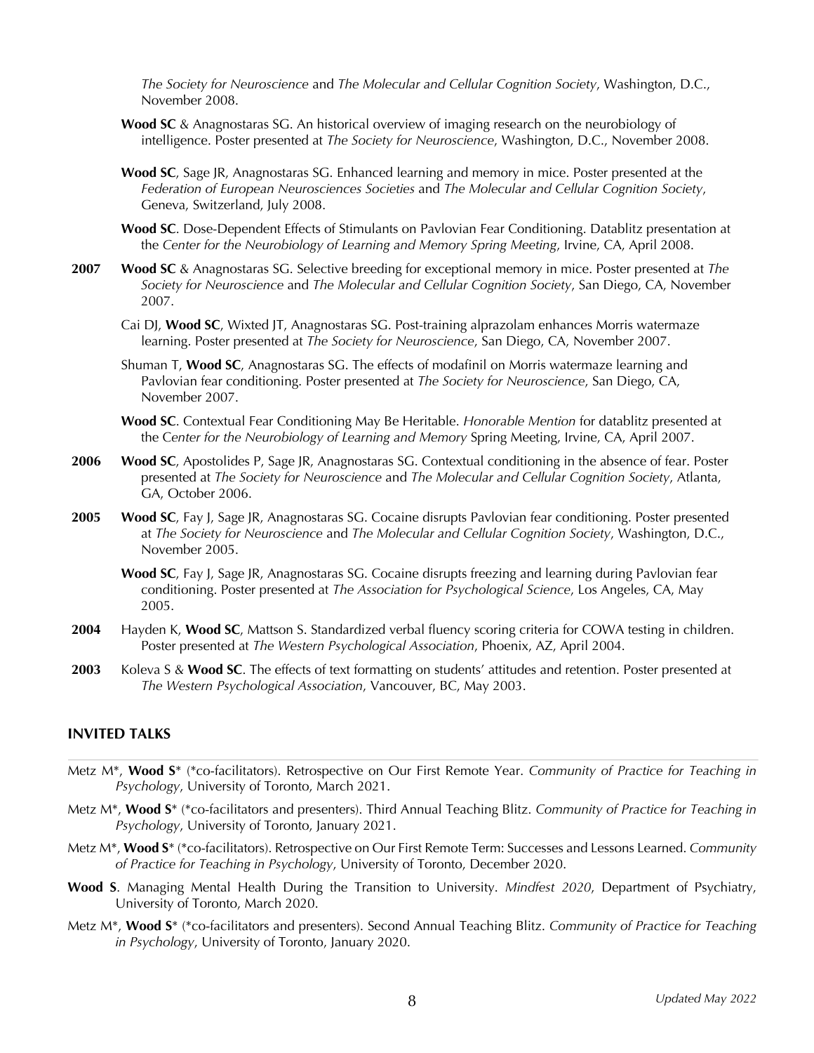*The Society for Neuroscience* and *The Molecular and Cellular Cognition Society*, Washington, D.C., November 2008.

**Wood SC** & Anagnostaras SG. An historical overview of imaging research on the neurobiology of intelligence. Poster presented at *The Society for Neuroscience*, Washington, D.C., November 2008.

**Wood SC**, Sage JR, Anagnostaras SG. Enhanced learning and memory in mice. Poster presented at the *Federation of European Neurosciences Societies* and *The Molecular and Cellular Cognition Society*, Geneva, Switzerland, July 2008.

**Wood SC**. Dose-Dependent Effects of Stimulants on Pavlovian Fear Conditioning. Datablitz presentation at the *Center for the Neurobiology of Learning and Memory Spring Meeting*, Irvine, CA, April 2008.

**2007** **Wood SC** & Anagnostaras SG. Selective breeding for exceptional memory in mice. Poster presented at *The Society for Neuroscience* and *The Molecular and Cellular Cognition Society*, San Diego, CA, November 2007.

Cai DJ, **Wood SC**, Wixted JT, Anagnostaras SG. Post-training alprazolam enhances Morris watermaze learning. Poster presented at *The Society for Neuroscience*, San Diego, CA, November 2007.

Shuman T, **Wood SC**, Anagnostaras SG. The effects of modafinil on Morris watermaze learning and Pavlovian fear conditioning. Poster presented at *The Society for Neuroscience*, San Diego, CA, November 2007.

**Wood SC**. Contextual Fear Conditioning May Be Heritable. *Honorable Mention* for datablitz presented at the C*enter for the Neurobiology of Learning and Memory* Spring Meeting, Irvine, CA, April 2007.

**2006** **Wood SC**, Apostolides P, Sage JR, Anagnostaras SG. Contextual conditioning in the absence of fear. Poster presented at *The Society for Neuroscience* and *The Molecular and Cellular Cognition Society*, Atlanta, GA, October 2006.

**2005** **Wood SC**, Fay J, Sage JR, Anagnostaras SG. Cocaine disrupts Pavlovian fear conditioning. Poster presented at *The Society for Neuroscience* and *The Molecular and Cellular Cognition Society*, Washington, D.C., November 2005.

**Wood SC**, Fay J, Sage JR, Anagnostaras SG. Cocaine disrupts freezing and learning during Pavlovian fear conditioning. Poster presented at *The Association for Psychological Science*, Los Angeles, CA, May 2005.

**2004** Hayden K, **Wood SC**, Mattson S. Standardized verbal fluency scoring criteria for COWA testing in children. Poster presented at *The Western Psychological Association*, Phoenix, AZ, April 2004.

**2003** Koleva S & **Wood SC**. The effects of text formatting on students' attitudes and retention. Poster presented at *The Western Psychological Association*, Vancouver, BC, May 2003.

## INVITED TALKS

Metz M*, **Wood S*** (*co-facilitators). Retrospective on Our First Remote Year. *Community of Practice for Teaching in Psychology*, University of Toronto, March 2021.

Metz M*, **Wood S*** (*co-facilitators and presenters). Third Annual Teaching Blitz. *Community of Practice for Teaching in Psychology*, University of Toronto, January 2021.

Metz M*, **Wood S*** (*co-facilitators). Retrospective on Our First Remote Term: Successes and Lessons Learned. *Community of Practice for Teaching in Psychology*, University of Toronto, December 2020.

**Wood S**. Managing Mental Health During the Transition to University. *Mindfest 2020*, Department of Psychiatry, University of Toronto, March 2020.

Metz M*, **Wood S*** (*co-facilitators and presenters). Second Annual Teaching Blitz. *Community of Practice for Teaching in Psychology*, University of Toronto, January 2020.

*Updated May 2022*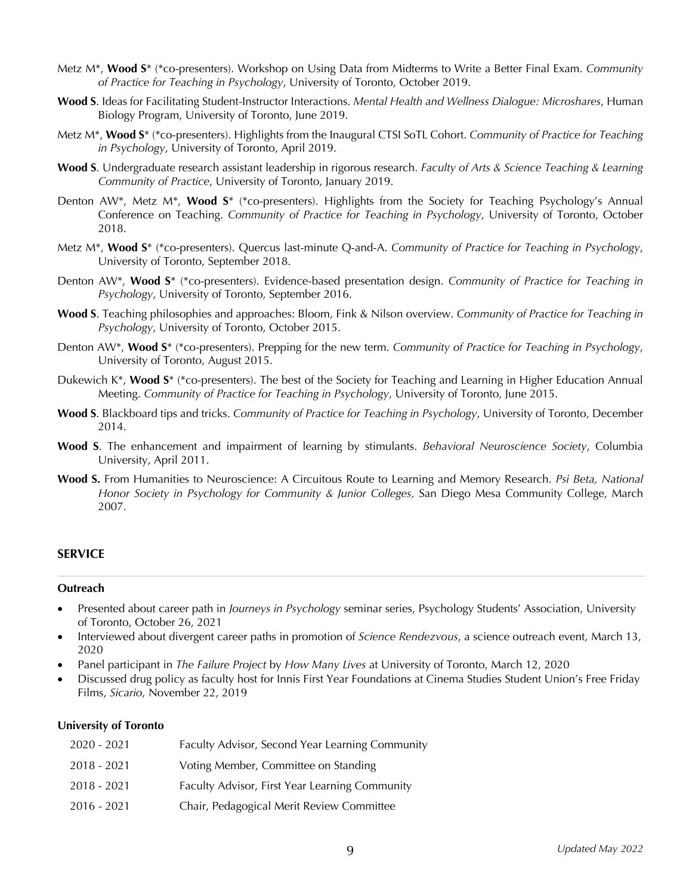Metz M*, **Wood S*** (*co-presenters). Workshop on Using Data from Midterms to Write a Better Final Exam. *Community of Practice for Teaching in Psychology*, University of Toronto, October 2019.

**Wood S**. Ideas for Facilitating Student-Instructor Interactions. *Mental Health and Wellness Dialogue: Microshares*, Human Biology Program, University of Toronto, June 2019.

Metz M*, **Wood S*** (*co-presenters). Highlights from the Inaugural CTSI SoTL Cohort. *Community of Practice for Teaching in Psychology*, University of Toronto, April 2019.

**Wood S**. Undergraduate research assistant leadership in rigorous research. *Faculty of Arts & Science Teaching & Learning Community of Practice*, University of Toronto, January 2019.

Denton AW*, Metz M*, **Wood S*** (*co-presenters). Highlights from the Society for Teaching Psychology's Annual Conference on Teaching. *Community of Practice for Teaching in Psychology*, University of Toronto, October 2018.

Metz M*, **Wood S*** (*co-presenters). Quercus last-minute Q-and-A. *Community of Practice for Teaching in Psychology*, University of Toronto, September 2018.

Denton AW*, **Wood S*** (*co-presenters). Evidence-based presentation design. *Community of Practice for Teaching in Psychology*, University of Toronto, September 2016.

**Wood S**. Teaching philosophies and approaches: Bloom, Fink & Nilson overview. *Community of Practice for Teaching in Psychology*, University of Toronto, October 2015.

Denton AW*, **Wood S*** (*co-presenters). Prepping for the new term. *Community of Practice for Teaching in Psychology*, University of Toronto, August 2015.

Dukewich K*, **Wood S*** (*co-presenters). The best of the Society for Teaching and Learning in Higher Education Annual Meeting. *Community of Practice for Teaching in Psychology*, University of Toronto, June 2015.

**Wood S**. Blackboard tips and tricks. *Community of Practice for Teaching in Psychology*, University of Toronto, December 2014.

**Wood S**. The enhancement and impairment of learning by stimulants. *Behavioral Neuroscience Society*, Columbia University, April 2011.

**Wood S.** From Humanities to Neuroscience: A Circuitous Route to Learning and Memory Research. *Psi Beta, National Honor Society in Psychology for Community & Junior Colleges,* San Diego Mesa Community College, March 2007.

## SERVICE

### Outreach

- Presented about career path in *Journeys in Psychology* seminar series, Psychology Students' Association, University of Toronto, October 26, 2021
- Interviewed about divergent career paths in promotion of *Science Rendezvous*, a science outreach event, March 13, 2020
- Panel participant in *The Failure Project* by *How Many Lives* at University of Toronto, March 12, 2020
- Discussed drug policy as faculty host for Innis First Year Foundations at Cinema Studies Student Union's Free Friday Films, *Sicario*, November 22, 2019

### University of Toronto

| | |
|---|---|
| 2020 - 2021 | Faculty Advisor, Second Year Learning Community |
| 2018 - 2021 | Voting Member, Committee on Standing |
| 2018 - 2021 | Faculty Advisor, First Year Learning Community |
| 2016 - 2021 | Chair, Pedagogical Merit Review Committee |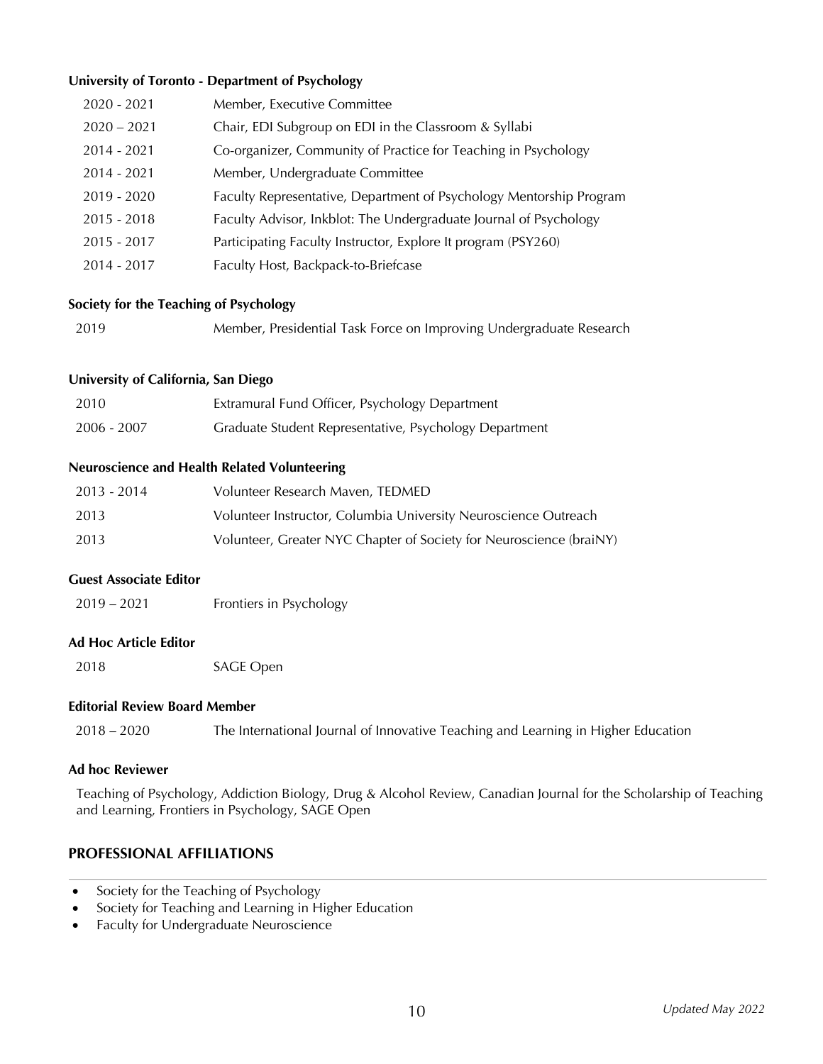**University of Toronto - Department of Psychology**

| | |
|---|---|
| 2020 - 2021 | Member, Executive Committee |
| 2020 – 2021 | Chair, EDI Subgroup on EDI in the Classroom & Syllabi |
| 2014 - 2021 | Co-organizer, Community of Practice for Teaching in Psychology |
| 2014 - 2021 | Member, Undergraduate Committee |
| 2019 - 2020 | Faculty Representative, Department of Psychology Mentorship Program |
| 2015 - 2018 | Faculty Advisor, Inkblot: The Undergraduate Journal of Psychology |
| 2015 - 2017 | Participating Faculty Instructor, Explore It program (PSY260) |
| 2014 - 2017 | Faculty Host, Backpack-to-Briefcase |

**Society for the Teaching of Psychology**

| | |
|---|---|
| 2019 | Member, Presidential Task Force on Improving Undergraduate Research |

**University of California, San Diego**

| | |
|---|---|
| 2010 | Extramural Fund Officer, Psychology Department |
| 2006 - 2007 | Graduate Student Representative, Psychology Department |

**Neuroscience and Health Related Volunteering**

| | |
|---|---|
| 2013 - 2014 | Volunteer Research Maven, TEDMED |
| 2013 | Volunteer Instructor, Columbia University Neuroscience Outreach |
| 2013 | Volunteer, Greater NYC Chapter of Society for Neuroscience (braiNY) |

**Guest Associate Editor**

| | |
|---|---|
| 2019 – 2021 | Frontiers in Psychology |

**Ad Hoc Article Editor**

| | |
|---|---|
| 2018 | SAGE Open |

**Editorial Review Board Member**

| | |
|---|---|
| 2018 – 2020 | The International Journal of Innovative Teaching and Learning in Higher Education |

**Ad hoc Reviewer**

Teaching of Psychology, Addiction Biology, Drug & Alcohol Review, Canadian Journal for the Scholarship of Teaching and Learning, Frontiers in Psychology, SAGE Open

## PROFESSIONAL AFFILIATIONS

- Society for the Teaching of Psychology
- Society for Teaching and Learning in Higher Education
- Faculty for Undergraduate Neuroscience

*Updated May 2022*